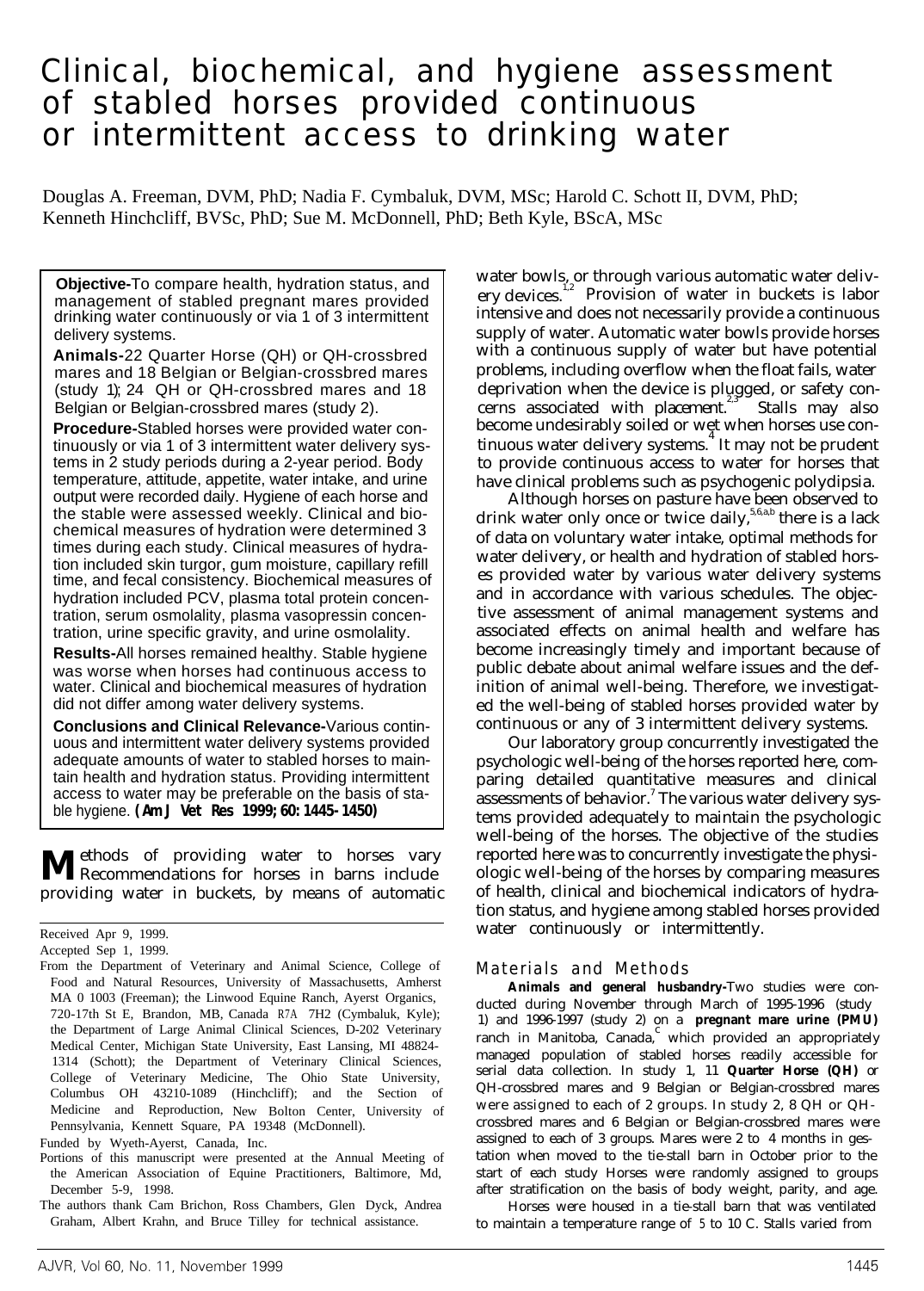# Clinical, biochemical, and hygiene assessment of stabled horses provided continuous or intermittent access to drinking water

Douglas A. Freeman, DVM, PhD; Nadia F. Cymbaluk, DVM, MSc; Harold C. Schott II, DVM, PhD; Kenneth Hinchcliff, BVSc, PhD; Sue M. McDonnell, PhD; Beth Kyle, BScA, MSc

**Objective-**To compare health, hydration status, and management of stabled pregnant mares provided drinking water continuously or via 1 of 3 intermittent delivery systems.

**Animals-**22 Quarter Horse (QH) or QH-crossbred mares and 18 Belgian or Belgian-crossbred mares (study 1); 24 QH or QH-crossbred mares and 18 Belgian or Belgian-crossbred mares (study 2).

**Procedure-**Stabled horses were provided water continuously or via 1 of 3 intermittent water delivery systems in 2 study periods during a 2-year period. Body temperature, attitude, appetite, water intake, and urine output were recorded daily. Hygiene of each horse and the stable were assessed weekly. Clinical and biochemical measures of hydration were determined 3 times during each study. Clinical measures of hydration included skin turgor, gum moisture, capillary refill time, and fecal consistency. Biochemical measures of hydration included PCV, plasma total protein concentration, serum osmolality, plasma vasopressin concentration, urine specific gravity, and urine osmolality.

**Results-**All horses remained healthy. Stable hygiene was worse when horses had continuous access to water. Clinical and biochemical measures of hydration did not differ among water delivery systems.

**Conclusions and Clinical Relevance-**Various continuous and intermittent water delivery systems provided adequate amounts of water to stabled horses to maintain health and hydration status. Providing intermittent access to water may be preferable on the basis of stable hygiene. **(*Am J Vet Res* 1999;60:1445-1450)**

Methods of providing water to horses vary. Recommendations for horses in barns include providing water in buckets, by means of automatic water bowls, or through various automatic water delivery devices.[1,2] Provision of water in buckets is labor intensive and does not necessarily provide a continuous supply of water. Automatic water bowls provide horses with a continuous supply of water but have potential problems, including overflow when the float fails, water deprivation when the device is plugged, or safety concerns associated with placement.[2,3] Stalls may also become undesirably soiled or wet when horses use continuous water delivery systems.[4] It may not be prudent to provide continuous access to water for horses that have clinical problems such as psychogenic polydipsia.

Although horses on pasture have been observed to drink water only once or twice daily,[5,6,a,b] there is a lack of data on voluntary water intake, optimal methods for water delivery, or health and hydration of stabled horses provided water by various water delivery systems and in accordance with various schedules. The objective assessment of animal management systems and associated effects on animal health and welfare has become increasingly timely and important because of public debate about animal welfare issues and the definition of animal well-being. Therefore, we investigated the well-being of stabled horses provided water by continuous or any of 3 intermittent delivery systems.

Our laboratory group concurrently investigated the psychologic well-being of the horses reported here, comparing detailed quantitative measures and clinical assessments of behavior.[7] The various water delivery systems provided adequately to maintain the psychologic well-being of the horses. The objective of the studies reported here was to concurrently investigate the physiologic well-being of the horses by comparing measures of health, clinical and biochemical indicators of hydration status, and hygiene among stabled horses provided water continuously or intermittently.

Received Apr 9, 1999.

Accepted Sep 1, 1999.

From the Department of Veterinary and Animal Science, College of Food and Natural Resources, University of Massachusetts, Amherst MA 0 1003 (Freeman); the Linwood Equine Ranch, Ayerst Organics, 720-17th St E, Brandon, MB, Canada R7A 7H2 (Cymbaluk, Kyle); the Department of Large Animal Clinical Sciences, D-202 Veterinary Medical Center, Michigan State University, East Lansing, MI 48824-1314 (Schott); the Department of Veterinary Clinical Sciences, College of Veterinary Medicine, The Ohio State University, Columbus OH 43210-1089 (Hinchcliff); and the Section of Medicine and Reproduction, New Bolton Center, University of Pennsylvania, Kennett Square, PA 19348 (McDonnell).

Funded by Wyeth-Ayerst, Canada, Inc.

Portions of this manuscript were presented at the Annual Meeting of the American Association of Equine Practitioners, Baltimore, Md, December 5-9, 1998.

The authors thank Cam Brichon, Ross Chambers, Glen Dyck, Andrea Graham, Albert Krahn, and Bruce Tilley for technical assistance.

## Materials and Methods

**Animals and general husbandry-**Two studies were conducted during November through March of 1995-1996 (study 1) and 1996-1997 (study 2) on a **pregnant mare urine (PMU)** ranch in Manitoba, Canada,[c] which provided an appropriately managed population of stabled horses readily accessible for serial data collection. In study 1, 11 **Quarter Horse (QH)** or QH-crossbred mares and 9 Belgian or Belgian-crossbred mares were assigned to each of 2 groups. In study 2, 8 QH or QH-crossbred mares and 6 Belgian or Belgian-crossbred mares were assigned to each of 3 groups. Mares were 2 to 4 months in gestation when moved to the tie-stall barn in October prior to the start of each study Horses were randomly assigned to groups after stratification on the basis of body weight, parity, and age.

Horses were housed in a tie-stall barn that was ventilated to maintain a temperature range of 5 to 10 C. Stalls varied from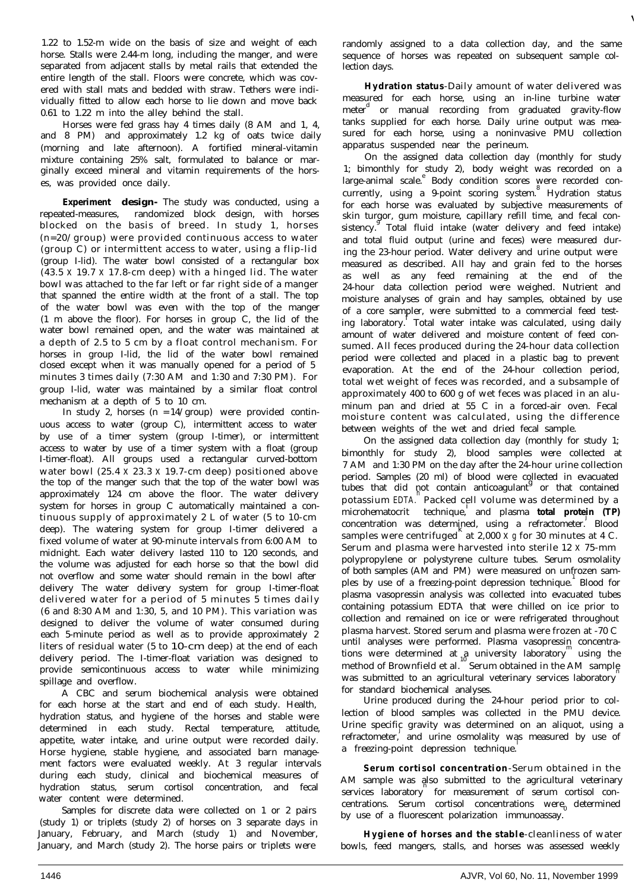1.22 to 1.52-m wide on the basis of size and weight of each horse. Stalls were 2.44-m long, including the manger, and were separated from adjacent stalls by metal rails that extended the entire length of the stall. Floors were concrete, which was covered with stall mats and bedded with straw. Tethers were individually fitted to allow each horse to lie down and move back 0.61 to 1.22 m into the alley behind the stall.

Horses were fed grass hay 4 times daily (8 AM and 1, 4, and 8 PM) and approximately 1.2 kg of oats twice daily (morning and late afternoon). A fortified mineral-vitamin mixture containing 25% salt, formulated to balance or marginally exceed mineral and vitamin requirements of the horses, was provided once daily.

**Experiment design**-The study was conducted, using a repeated-measures, randomized block design, with horses blocked on the basis of breed. In study 1, horses (n=20/group) were provided continuous access to water (group C) or intermittent access to water, using a flip-lid (group I-lid). The water bowl consisted of a rectangular box (43.5 X 19.7 X 17.8-cm deep) with a hinged lid. The water bowl was attached to the far left or far right side of a manger that spanned the entire width at the front of a stall. The top of the water bowl was even with the top of the manger (1 m above the floor). For horses in group C, the lid of the water bowl remained open, and the water was maintained at a depth of 2.5 to 5 cm by a float control mechanism. For horses in group I-lid, the lid of the water bowl remained closed except when it was manually opened for a period of 5 minutes 3 times daily (7:30 AM and 1:30 and 7:30 PM). For group I-lid, water was maintained by a similar float control mechanism at a depth of 5 to 10 cm.

In study 2, horses (n = 14/group) were provided continuous access to water (group C), intermittent access to water by use of a timer system (group I-timer), or intermittent access to water by use of a timer system with a float (group I-timer-float). All groups used a rectangular curved-bottom water bowl (25.4 X 23.3 X 19.7-cm deep) positioned above the top of the manger such that the top of the water bowl was approximately 124 cm above the floor. The water delivery system for horses in group C automatically maintained a continuous supply of approximately 2 L of water (5 to 10-cm deep). The watering system for group I-timer delivered a fixed volume of water at 90-minute intervals from 6:00 AM to midnight. Each water delivery lasted 110 to 120 seconds, and the volume was adjusted for each horse so that the bowl did not overflow and some water should remain in the bowl after delivery The water delivery system for group I-timer-float delivered water for a period of 5 minutes 5 times daily (6 and 8:30 AM and 1:30, 5, and 10 PM). This variation was designed to deliver the volume of water consumed during each 5-minute period as well as to provide approximately 2 liters of residual water (5 to 10-cm deep) at the end of each delivery period. The I-timer-float variation was designed to provide semicontinuous access to water while minimizing spillage and overflow.

A CBC and serum biochemical analysis were obtained for each horse at the start and end of each study. Health, hydration status, and hygiene of the horses and stable were determined in each study. Rectal temperature, attitude, appetite, water intake, and urine output were recorded daily. Horse hygiene, stable hygiene, and associated barn management factors were evaluated weekly. At 3 regular intervals during each study, clinical and biochemical measures of hydration status, serum cortisol concentration, and fecal water content were determined.

Samples for discrete data were collected on 1 or 2 pairs (study 1) or triplets (study 2) of horses on 3 separate days in January, February, and March (study 1) and November, January, and March (study 2). The horse pairs or triplets were randomly assigned to a data collection day, and the same sequence of horses was repeated on subsequent sample collection days.

**Hydration status**-Daily amount of water delivered was measured for each horse, using an in-line turbine water meter[d] or manual recording from graduated gravity-flow tanks supplied for each horse. Daily urine output was measured for each horse, using a noninvasive PMU collection apparatus suspended near the perineum.

On the assigned data collection day (monthly for study 1; bimonthly for study 2), body weight was recorded on a large-animal scale.[e] Body condition scores were recorded concurrently, using a 9-point scoring system.[8] Hydration status for each horse was evaluated by subjective measurements of skin turgor, gum moisture, capillary refill time, and fecal consistency.[9] Total fluid intake (water delivery and feed intake) and total fluid output (urine and feces) were measured during the 23-hour period. Water delivery and urine output were measured as described. All hay and grain fed to the horses as well as any feed remaining at the end of the 24-hour data collection period were weighed. Nutrient and moisture analyses of grain and hay samples, obtained by use of a core sampler, were submitted to a commercial feed testing laboratory.[f] Total water intake was calculated, using daily amount of water delivered and moisture content of feed consumed. All feces produced during the 24-hour data collection period were collected and placed in a plastic bag to prevent evaporation. At the end of the 24-hour collection period, total wet weight of feces was recorded, and a subsample of approximately 400 to 600 g of wet feces was placed in an aluminum pan and dried at 55 C in a forced-air oven. Fecal moisture content was calculated, using the difference between weights of the wet and dried fecal sample.

On the assigned data collection day (monthly for study 1; bimonthly for study 2), blood samples were collected at 7 AM and 1:30 PM on the day after the 24-hour urine collection period. Samples (20 ml) of blood were collected in evacuated tubes that did not contain anticoagulant[g] or that contained potassium *EDTA*.[h] Packed cell volume was determined by a microhematocrit technique,[i] and plasma **total protein (TP)** concentration was determined, using a refractometer.[j] Blood samples were centrifuged[k] at 2,000 X *g* for 30 minutes at 4 C. Serum and plasma were harvested into sterile 12 X 75-mm polypropylene or polystyrene culture tubes. Serum osmolality of both samples (AM and PM) were measured on unfrozen samples by use of a freezing-point depression technique.[l] Blood for plasma vasopressin analysis was collected into evacuated tubes containing potassium EDTA that were chilled on ice prior to collection and remained on ice or were refrigerated throughout plasma harvest. Stored serum and plasma were frozen at -70 C until analyses were performed. Plasma vasopressin concentrations were determined at a university laboratory[m] using the method of Brownfield et al.[10] Serum obtained in the AM sample was submitted to an agricultural veterinary services laboratory[n] for standard biochemical analyses.

Urine produced during the 24-hour period prior to collection of blood samples was collected in the PMU device. Urine specific gravity was determined on an aliquot, using a refractometer,[j] and urine osmolality was measured by use of a freezing-point depression technique.[l]

**Serum cortisol concentration**-Serum obtained in the AM sample was also submitted to the agricultural veterinary services laboratory[n] for measurement of serum cortisol concentrations. Serum cortisol concentrations were determined by use of a fluorescent polarization immunoassay.[o]

**Hygiene of horses and the stable**-cleanliness of water bowls, feed mangers, stalls, and horses was assessed weekly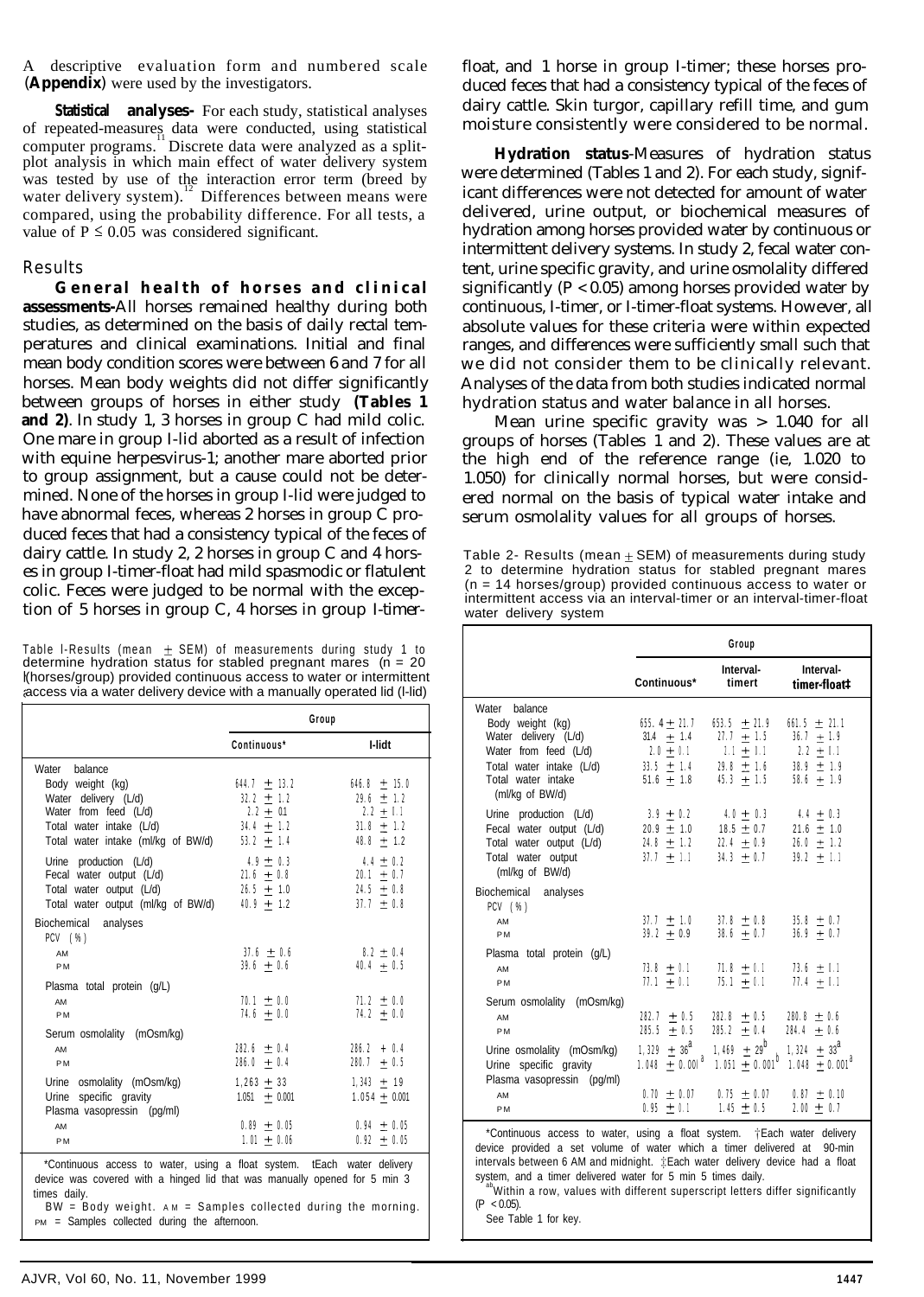A descriptive evaluation form and numbered scale (**Appendix**) were used by the investigators.

**Statistical analyses-** For each study, statistical analyses of repeated-measures data were conducted, using statistical computer programs.[11] Discrete data were analyzed as a split-plot analysis in which main effect of water delivery system was tested by use of the interaction error term (breed by water delivery system).[12] Differences between means were compared, using the probability difference. For all tests, a value of $P \leq 0.05$ was considered significant.

## Results

**General health of horses and clinical assessments-**All horses remained healthy during both studies, as determined on the basis of daily rectal temperatures and clinical examinations. Initial and final mean body condition scores were between 6 and 7 for all horses. Mean body weights did not differ significantly between groups of horses in either study **(Tables 1 and 2)**. In study 1, 3 horses in group C had mild colic. One mare in group I-lid aborted as a result of infection with equine herpesvirus-1; another mare aborted prior to group assignment, but a cause could not be determined. None of the horses in group I-lid were judged to have abnormal feces, whereas 2 horses in group C produced feces that had a consistency typical of the feces of dairy cattle. In study 2, 2 horses in group C and 4 horses in group I-timer-float had mild spasmodic or flatulent colic. Feces were judged to be normal with the exception of 5 horses in group C, 4 horses in group I-timer-float, and 1 horse in group I-timer; these horses produced feces that had a consistency typical of the feces of dairy cattle. Skin turgor, capillary refill time, and gum moisture consistently were considered to be normal.

**Hydration status**-Measures of hydration status were determined (Tables 1 and 2). For each study, significant differences were not detected for amount of water delivered, urine output, or biochemical measures of hydration among horses provided water by continuous or intermittent delivery systems. In study 2, fecal water content, urine specific gravity, and urine osmolality differed significantly ($P < 0.05$) among horses provided water by continuous, I-timer, or I-timer-float systems. However, all absolute values for these criteria were within expected ranges, and differences were sufficiently small such that we did not consider them to be clinically relevant. Analyses of the data from both studies indicated normal hydration status and water balance in all horses.

Mean urine specific gravity was > 1.040 for all groups of horses (Tables 1 and 2). These values are at the high end of the reference range (ie, 1.020 to 1.050) for clinically normal horses, but were considered normal on the basis of typical water intake and serum osmolality values for all groups of horses.

Table 1-Results (mean ± SEM) of measurements during study 1 to determine hydration status for stabled pregnant mares (n = 20 horses/group) provided continuous access to water or intermittent access via a water delivery device with a manually operated lid (I-lid)

| | Group | |
|---|---|---|
| | Continuous* | I-lid† |
| **Water balance** | | |
| Body weight (kg) | 644.7 ± 13.2 | 646.8 ± 15.0 |
| Water delivery (L/d) | 32.2 ± 1.2 | 29.6 ± 1.2 |
| Water from feed (L/d) | 2.2 ± 0.1 | 2.2 ± 0.1 |
| Total water intake (L/d) | 34.4 ± 1.2 | 31.8 ± 1.2 |
| Total water intake (ml/kg of BW/d) | 53.2 ± 1.4 | 48.8 ± 1.2 |
| Urine production (L/d) | 4.9 ± 0.3 | 4.4 ± 0.2 |
| Fecal water output (L/d) | 21.6 ± 0.8 | 20.1 ± 0.7 |
| Total water output (L/d) | 26.5 ± 1.0 | 24.5 ± 0.8 |
| Total water output (ml/kg of BW/d) | 40.9 ± 1.2 | 37.7 ± 0.8 |
| **Biochemical analyses** | | |
| PCV (%) | | |
| AM | 37.6 ± 0.6 | 8.2 ± 0.4 |
| PM | 39.6 ± 0.6 | 40.4 ± 0.5 |
| Plasma total protein (g/L) | | |
| AM | 70.1 ± 0.0 | 71.2 ± 0.0 |
| PM | 74.6 ± 0.0 | 74.2 ± 0.0 |
| Serum osmolality (mOsm/kg) | | |
| AM | 282.6 ± 0.4 | 286.2 + 0.4 |
| PM | 286.0 ± 0.4 | 280.7 ± 0.5 |
| Urine osmolality (mOsm/kg) | 1,263 ± 33 | 1,343 ± 19 |
| Urine specific gravity | 1.051 ± 0.001 | 1.054 ± 0.001 |
| Plasma vasopressin (pg/ml) | | |
| AM | 0.89 ± 0.05 | 0.94 ± 0.05 |
| PM | 1.01 ± 0.06 | 0.92 ± 0.05 |

*Continuous access to water, using a float system. †Each water delivery device was covered with a hinged lid that was manually opened for 5 min 3 times daily.

BW = Body weight. AM = Samples collected during the morning. PM = Samples collected during the afternoon.

Table 2- Results (mean ± SEM) of measurements during study 2 to determine hydration status for stabled pregnant mares (n = 14 horses/group) provided continuous access to water or intermittent access via an interval-timer or an interval-timer-float water delivery system

| | Group | | |
|---|---|---|---|
| | Continuous* | Interval-timer† | Interval-timer-float‡ |
| **Water balance** | | | |
| Body weight (kg) | 655.4 ± 21.7 | 653.5 ± 21.9 | 661.5 ± 21.1 |
| Water delivery (L/d) | 31.4 ± 1.4 | 27.7 ± 1.5 | 36.7 ± 1.9 |
| Water from feed (L/d) | 2.0 ± 0.1 | 2.1 ± 0.1 | 2.2 ± 0.1 |
| Total water intake (L/d) | 33.5 ± 1.4 | 29.8 ± 1.6 | 38.9 ± 1.9 |
| Total water intake (ml/kg of BW/d) | 51.6 ± 1.8 | 45.3 ± 1.5 | 58.6 ± 1.9 |
| Urine production (L/d) | 3.9 ± 0.2 | 4.0 ± 0.3 | 4.4 ± 0.3 |
| Fecal water output (L/d) | 20.9 ± 1.0 | 18.5 ± 0.7 | 21.6 ± 1.0 |
| Total water output (L/d) | 24.8 ± 1.2 | 22.4 ± 0.9 | 26.0 ± 1.2 |
| Total water output (ml/kg of BW/d) | 37.7 ± 1.1 | 34.3 ± 0.7 | 39.2 ± 1.1 |
| **Biochemical analyses** | | | |
| PCV (%) | | | |
| AM | 37.7 ± 1.0 | 37.8 ± 0.8 | 35.8 ± 0.7 |
| PM | 39.2 ± 0.9 | 38.6 ± 0.7 | 36.9 ± 0.7 |
| Plasma total protein (g/L) | | | |
| AM | 73.8 ± 0.1 | 71.8 ± 0.1 | 73.6 ± 0.1 |
| PM | 77.1 ± 0.1 | 75.1 ± 0.1 | 77.4 ± 0.1 |
| Serum osmolality (mOsm/kg) | | | |
| AM | 282.7 ± 0.5 | 282.8 ± 0.5 | 280.8 ± 0.6 |
| PM | 285.5 ± 0.5 | 285.2 ± 0.4 | 284.4 ± 0.6 |
| Urine osmolality (mOsm/kg) | 1,329 ± 36[a] | 1,469 ± 29[b] | 1,324 ± 33[a] |
| Urine specific gravity | 1.048 ± 0.001[a] | 1.051 ± 0.001[b] | 1.048 ± 0.001[a] |
| Plasma vasopressin (pg/ml) | | | |
| AM | 0.70 ± 0.07 | 0.75 ± 0.07 | 0.87 ± 0.10 |
| PM | 0.95 ± 0.1 | 1.45 ± 0.5 | 2.00 ± 0.7 |

*Continuous access to water, using a float system. †Each water delivery device provided a set volume of water which a timer delivered at 90-min intervals between 6 AM and midnight. ‡Each water delivery device had a float system, and a timer delivered water for 5 min 5 times daily.

[ab]Within a row, values with different superscript letters differ significantly ($P < 0.05$).

See Table 1 for key.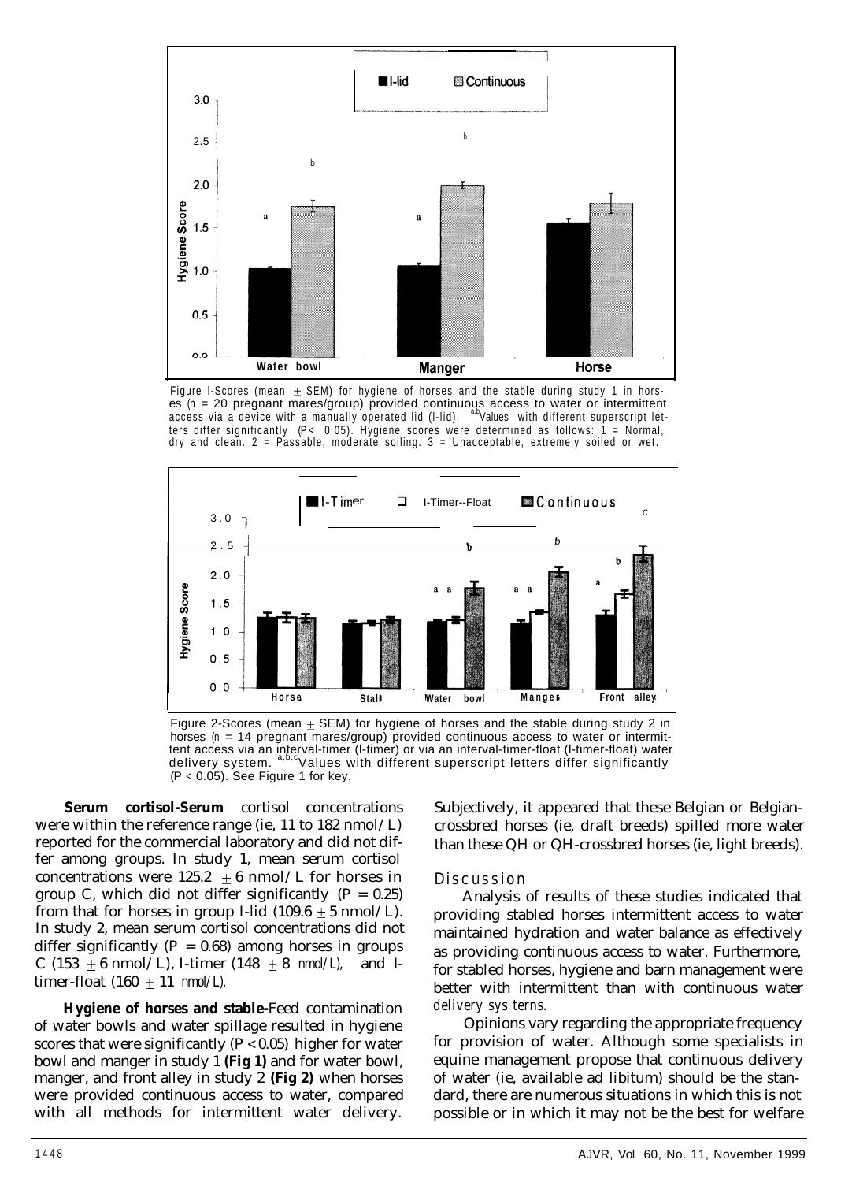Figure 1—Scores (mean ± SEM) for hygiene of horses and the stable during study 1 in horses (n = 20 pregnant mares/group) provided continuous access to water or intermittent access via a device with a manually operated lid (I-lid). [a,b]Values with different superscript letters differ significantly ($P < 0.05$). Hygiene scores were determined as follows: 1 = Normal, dry and clean. 2 = Passable, moderate soiling. 3 = Unacceptable, extremely soiled or wet.

Figure 2—Scores (mean ± SEM) for hygiene of horses and the stable during study 2 in horses (n = 14 pregnant mares/group) provided continuous access to water or intermittent access via an interval-timer (I-timer) or via an interval-timer-float (I-timer-float) water delivery system. [a,b,c]Values with different superscript letters differ significantly ($P < 0.05$). See Figure 1 for key.

**Serum cortisol**—Serum cortisol concentrations were within the reference range (ie, 11 to 182 nmol/L) reported for the commercial laboratory and did not differ among groups. In study 1, mean serum cortisol concentrations were 125.2 ± 6 nmol/L for horses in group C, which did not differ significantly ($P = 0.25$) from that for horses in group I-lid (109.6 ± 5 nmol/L). In study 2, mean serum cortisol concentrations did not differ significantly ($P = 0.68$) among horses in groups C (153 ± 6 nmol/L), I-timer (148 ± 8 nmol/L), and I-timer-float (160 ± 11 nmol/L).

**Hygiene of horses and stable**—Feed contamination of water bowls and water spillage resulted in hygiene scores that were significantly ($P < 0.05$) higher for water bowl and manger in study 1 **(Fig 1)** and for water bowl, manger, and front alley in study 2 **(Fig 2)** when horses were provided continuous access to water, compared with all methods for intermittent water delivery. Subjectively, it appeared that these Belgian or Belgian-crossbred horses (ie, draft breeds) spilled more water than these QH or QH-crossbred horses (ie, light breeds).

## Discussion

Analysis of results of these studies indicated that providing stabled horses intermittent access to water maintained hydration and water balance as effectively as providing continuous access to water. Furthermore, for stabled horses, hygiene and barn management were better with intermittent than with continuous water delivery systems.

Opinions vary regarding the appropriate frequency for provision of water. Although some specialists in equine management propose that continuous delivery of water (ie, available ad libitum) should be the standard, there are numerous situations in which this is not possible or in which it may not be the best for welfare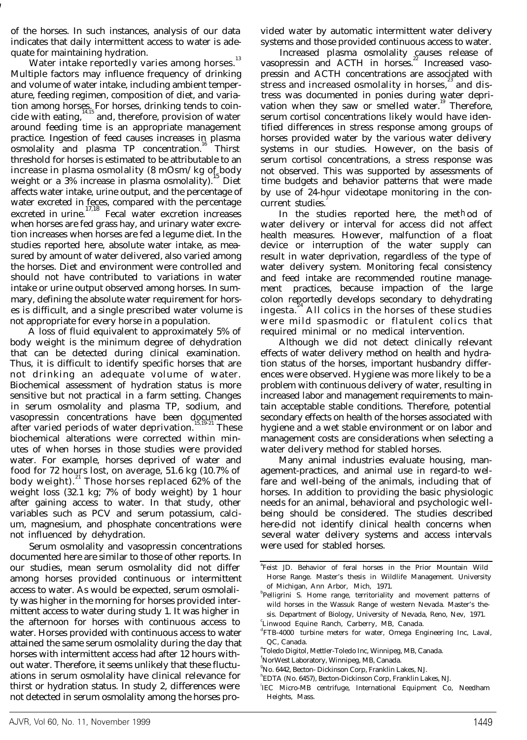of the horses. In such instances, analysis of our data indicates that daily intermittent access to water is adequate for maintaining hydration.

Water intake reportedly varies among horses.[13] Multiple factors may influence frequency of drinking and volume of water intake, including ambient temperature, feeding regimen, composition of diet, and variation among horses. For horses, drinking tends to coincide with eating,[14,15] and, therefore, provision of water around feeding time is an appropriate management practice. Ingestion of feed causes increases in plasma osmolality and plasma TP concentration.[16] Thirst threshold for horses is estimated to be attributable to an increase in plasma osmolality (8 mOsm/kg of body weight or a 3% increase in plasma osmolality).[15] Diet affects water intake, urine output, and the percentage of water excreted in feces, compared with the percentage excreted in urine.[17,18] Fecal water excretion increases when horses are fed grass hay, and urinary water excretion increases when horses are fed a legume diet. In the studies reported here, absolute water intake, as measured by amount of water delivered, also varied among the horses. Diet and environment were controlled and should not have contributed to variations in water intake or urine output observed among horses. In summary, defining the absolute water requirement for horses is difficult, and a single prescribed water volume is not appropriate for every horse in a population.

A loss of fluid equivalent to approximately 5% of body weight is the minimum degree of dehydration that can be detected during clinical examination. Thus, it is difficult to identify specific horses that are not drinking an adequate volume of water. Biochemical assessment of hydration status is more sensitive but not practical in a farm setting. Changes in serum osmolality and plasma TP, sodium, and vasopressin concentrations have been documented after varied periods of water deprivation.[15,19-21] These biochemical alterations were corrected within minutes of when horses in those studies were provided water. For example, horses deprived of water and food for 72 hours lost, on average, 51.6 kg (10.7% of body weight).[21] Those horses replaced 62% of the weight loss (32.1 kg; 7% of body weight) by 1 hour after gaining access to water. In that study, other variables such as PCV and serum potassium, calcium, magnesium, and phosphate concentrations were not influenced by dehydration.

Serum osmolality and vasopressin concentrations documented here are similar to those of other reports. In our studies, mean serum osmolality did not differ among horses provided continuous or intermittent access to water. As would be expected, serum osmolality was higher in the morning for horses provided intermittent access to water during study 1. It was higher in the afternoon for horses with continuous access to water. Horses provided with continuous access to water attained the same serum osmolality during the day that horses with intermittent access had after 12 hours without water. Therefore, it seems unlikely that these fluctuations in serum osmolality have clinical relevance for thirst or hydration status. In study 2, differences were not detected in serum osmolality among the horses provided water by automatic intermittent water delivery systems and those provided continuous access to water.

Increased plasma osmolality causes release of vasopressin and ACTH in horses.[22] Increased vasopressin and ACTH concentrations are associated with stress and increased osmolality in horses,[23] and distress was documented in ponies during water deprivation when they saw or smelled water.[19] Therefore, serum cortisol concentrations likely would have identified differences in stress response among groups of horses provided water by the various water delivery systems in our studies. However, on the basis of serum cortisol concentrations, a stress response was not observed. This was supported by assessments of time budgets and behavior patterns that were made by use of 24-hour videotape monitoring in the concurrent studies.[7]

In the studies reported here, the method of water delivery or interval for access did not affect health measures. However, malfunction of a float device or interruption of the water supply can result in water deprivation, regardless of the type of water delivery system. Monitoring fecal consistency and feed intake are recommended routine management practices, because impaction of the large colon reportedly develops secondary to dehydrating ingesta.[24] All colics in the horses of these studies were mild spasmodic or flatulent colics that required minimal or no medical intervention.

Although we did not detect clinically relevant effects of water delivery method on health and hydration status of the horses, important husbandry differences were observed. Hygiene was more likely to be a problem with continuous delivery of water, resulting in increased labor and management requirements to maintain acceptable stable conditions. Therefore, potential secondary effects on health of the horses associated with hygiene and a wet stable environment or on labor and management costs are considerations when selecting a water delivery method for stabled horses.

Many animal industries evaluate housing, management-practices, and animal use in regard-to welfare and well-being of the animals, including that of horses. In addition to providing the basic physiologic needs for an animal, behavioral and psychologic well-being should be considered. The studies described here-did not identify clinical health concerns when several water delivery systems and access intervals were used for stabled horses.

---

[a]Feist JD. Behavior of feral horses in the Prior Mountain Wild Horse Range. Master's thesis in Wildlife Management. University of Michigan, Ann Arbor, Mich, 1971.

[b]Pelligrini S. Home range, territoriality and movement patterns of wild horses in the Wassuk Range of western Nevada. Master's thesis. Department of Biology, University of Nevada, Reno, Nev, 1971.

[c]Linwood Equine Ranch, Carberry, MB, Canada.

[d]FTB-4000 turbine meters for water, Omega Engineering Inc, Laval, QC, Canada.

[e]Toledo Digitol, Mettler-Toledo Inc, Winnipeg, MB, Canada.

[f]NorWest Laboratory, Winnipeg, MB, Canada.

[g]No. 6442, Becton- Dickinson Corp, Franklin Lakes, NJ.

[h]EDTA (No. 6457), Becton-Dickinson Corp, Franklin Lakes, NJ.

[i]IEC Micro-MB centrifuge, International Equipment Co, Needham Heights, Mass.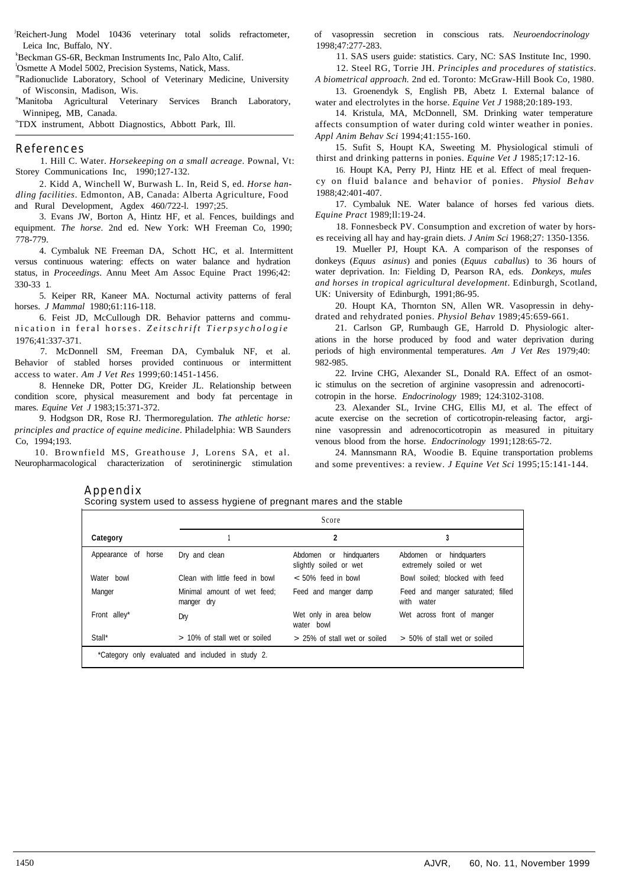[j]Reichert-Jung Model 10436 veterinary total solids refractometer, Leica Inc, Buffalo, NY.

[k]Beckman GS-6R, Beckman Instruments Inc, Palo Alto, Calif.

[l]Osmette A Model 5002, Precision Systems, Natick, Mass.

[m]Radionuclide Laboratory, School of Veterinary Medicine, University of Wisconsin, Madison, Wis.

[n]Manitoba Agricultural Veterinary Services Branch Laboratory, Winnipeg, MB, Canada.

[o]TDX instrument, Abbott Diagnostics, Abbott Park, Ill.

## References

1. Hill C. Water. *Horsekeeping on a small acreage*. Pownal, Vt: Storey Communications Inc, 1990;127-132.
2. Kidd A, Winchell W, Burwash L. In, Reid S, ed. *Horse handling facilities*. Edmonton, AB, Canada: Alberta Agriculture, Food and Rural Development, Agdex 460/722-l. 1997;25.
3. Evans JW, Borton A, Hintz HF, et al. Fences, buildings and equipment. *The horse*. 2nd ed. New York: WH Freeman Co, 1990; 778-779.
4. Cymbaluk NE Freeman DA, Schott HC, et al. Intermittent versus continuous watering: effects on water balance and hydration status, in *Proceedings*. Annu Meet Am Assoc Equine Pract 1996;42: 330-33 1.
5. Keiper RR, Kaneer MA. Nocturnal activity patterns of feral horses. *J Mammal* 1980;61:116-118.
6. Feist JD, McCullough DR. Behavior patterns and communication in feral horses. *Zeitschrift Tierpsychologie* 1976;41:337-371.
7. McDonnell SM, Freeman DA, Cymbaluk NF, et al. Behavior of stabled horses provided continuous or intermittent access to water. *Am J Vet Res* 1999;60:1451-1456.
8. Henneke DR, Potter DG, Kreider JL. Relationship between condition score, physical measurement and body fat percentage in mares. *Equine Vet J* 1983;15:371-372.
9. Hodgson DR, Rose RJ. Thermoregulation. *The athletic horse: principles and practice of equine medicine*. Philadelphia: WB Saunders Co, 1994;193.
10. Brownfield MS, Greathouse J, Lorens SA, et al. Neuropharmacological characterization of serotininergic stimulation of vasopressin secretion in conscious rats. *Neuroendocrinology* 1998;47:277-283.
11. SAS users guide: statistics. Cary, NC: SAS Institute Inc, 1990.
12. Steel RG, Torrie JH. *Principles and procedures of statistics. A biometrical approach.* 2nd ed. Toronto: McGraw-Hill Book Co, 1980.
13. Groenendyk S, English PB, Abetz I. External balance of water and electrolytes in the horse. *Equine Vet J* 1988;20:189-193.
14. Kristula, MA, McDonnell, SM. Drinking water temperature affects consumption of water during cold winter weather in ponies. *Appl Anim Behav Sci* 1994;41:155-160.
15. Sufit S, Houpt KA, Sweeting M. Physiological stimuli of thirst and drinking patterns in ponies. *Equine Vet J* 1985;17:12-16.
16. Houpt KA, Perry PJ, Hintz HE et al. Effect of meal frequency on fluid balance and behavior of ponies. *Physiol Behav* 1988;42:401-407.
17. Cymbaluk NE. Water balance of horses fed various diets. *Equine Pract* 1989;ll:19-24.
18. Fonnesbeck PV. Consumption and excretion of water by horses receiving all hay and hay-grain diets. *J Anim Sci* 1968;27: 1350-1356.
19. Mueller PJ, Houpt KA. A comparison of the responses of donkeys (*Equus asinus*) and ponies (*Equus caballus*) to 36 hours of water deprivation. In: Fielding D, Pearson RA, eds. *Donkeys, mules and horses in tropical agricultural development*. Edinburgh, Scotland, UK: University of Edinburgh, 1991;86-95.
20. Houpt KA, Thornton SN, Allen WR. Vasopressin in dehydrated and rehydrated ponies. *Physiol Behav* 1989;45:659-661.
21. Carlson GP, Rumbaugh GE, Harrold D. Physiologic alterations in the horse produced by food and water deprivation during periods of high environmental temperatures. *Am J Vet Res* 1979;40: 982-985.
22. Irvine CHG, Alexander SL, Donald RA. Effect of an osmotic stimulus on the secretion of arginine vasopressin and adrenocorticotropin in the horse. *Endocrinology* 1989; 124:3102-3108.
23. Alexander SL, Irvine CHG, Ellis MJ, et al. The effect of acute exercise on the secretion of corticotropin-releasing factor, arginine vasopressin and adrenocorticotropin as measured in pituitary venous blood from the horse. *Endocrinology* 1991;128:65-72.
24. Mannsmann RA, Woodie B. Equine transportation problems and some preventives: a review. *J Equine Vet Sci* 1995;15:141-144.

## Appendix

Scoring system used to assess hygiene of pregnant mares and the stable

| | Score | | |
|---|---|---|---|
| **Category** | **1** | **2** | **3** |
| Appearance of horse | Dry and clean | Abdomen or hindquarters slightly soiled or wet | Abdomen or hindquarters extremely soiled or wet |
| Water bowl | Clean with little feed in bowl | < 50% feed in bowl | Bowl soiled; blocked with feed |
| Manger | Minimal amount of wet feed; manger dry | Feed and manger damp | Feed and manger saturated; filled with water |
| Front alley* | Dry | Wet only in area below water bowl | Wet across front of manger |
| Stall* | > 10% of stall wet or soiled | > 25% of stall wet or soiled | > 50% of stall wet or soiled |

*Category only evaluated and included in study 2.